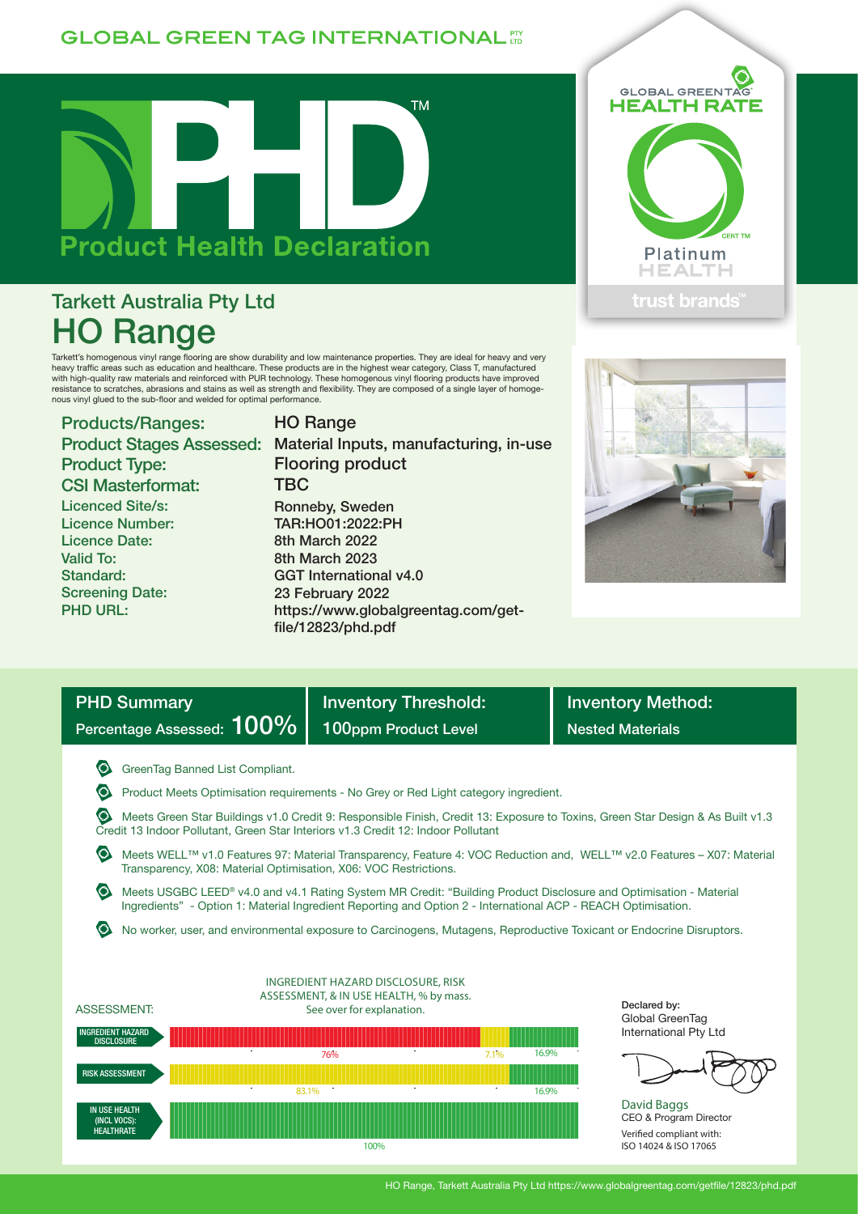GLOBAL GREEN TAG INTERNATIONAL PTY LTD

# PHD™ Product Health Declaration

GLOBAL GREENTAG® HEALTH RATE

CERT TM

Platinum HEALTH

trust brands™

## Tarkett Australia Pty Ltd

# HO Range

Tarkett's homogenous vinyl range flooring are show durability and low maintenance properties. They are ideal for heavy and very heavy traffic areas such as education and healthcare. These products are in the highest wear category, Class T, manufactured with high-quality raw materials and reinforced with PUR technology. These homogenous vinyl flooring products have improved resistance to scratches, abrasions and stains as well as strength and flexibility. They are composed of a single layer of homogenous vinyl glued to the sub-floor and welded for optimal performance.

| | |
|---|---|
| **Products/Ranges:** | HO Range |
| **Product Stages Assessed:** | Material Inputs, manufacturing, in-use |
| **Product Type:** | Flooring product |
| **CSI Masterformat:** | TBC |
| Licenced Site/s: | Ronneby, Sweden |
| Licence Number: | TAR:HO01:2022:PH |
| Licence Date: | 8th March 2022 |
| Valid To: | 8th March 2023 |
| Standard: | GGT International v4.0 |
| Screening Date: | 23 February 2022 |
| PHD URL: | https://www.globalgreentag.com/get-file/12823/phd.pdf |

| PHD Summary | Inventory Threshold: | Inventory Method: |
|---|---|---|
| Percentage Assessed: **100%** | 100ppm Product Level | Nested Materials |

- GreenTag Banned List Compliant.
- Product Meets Optimisation requirements - No Grey or Red Light category ingredient.
- Meets Green Star Buildings v1.0 Credit 9: Responsible Finish, Credit 13: Exposure to Toxins, Green Star Design & As Built v1.3 Credit 13 Indoor Pollutant, Green Star Interiors v1.3 Credit 12: Indoor Pollutant
- Meets WELL™ v1.0 Features 97: Material Transparency, Feature 4: VOC Reduction and, WELL™ v2.0 Features – X07: Material Transparency, X08: Material Optimisation, X06: VOC Restrictions.
- Meets USGBC LEED® v4.0 and v4.1 Rating System MR Credit: "Building Product Disclosure and Optimisation - Material Ingredients" - Option 1: Material Ingredient Reporting and Option 2 - International ACP - REACH Optimisation.
- No worker, user, and environmental exposure to Carcinogens, Mutagens, Reproductive Toxicant or Endocrine Disruptors.

INGREDIENT HAZARD DISCLOSURE, RISK ASSESSMENT, & IN USE HEALTH, % by mass. See over for explanation.

| ASSESSMENT: | | | |
|---|---|---|---|
| INGREDIENT HAZARD DISCLOSURE | 76% | 7.1% | 16.9% |
| RISK ASSESSMENT | 83.1% | | 16.9% |
| IN USE HEALTH (INCL VOCS): HEALTHRATE | 100% | | |

Declared by:
Global GreenTag International Pty Ltd

David Baggs
CEO & Program Director

Verified compliant with:
ISO 14024 & ISO 17065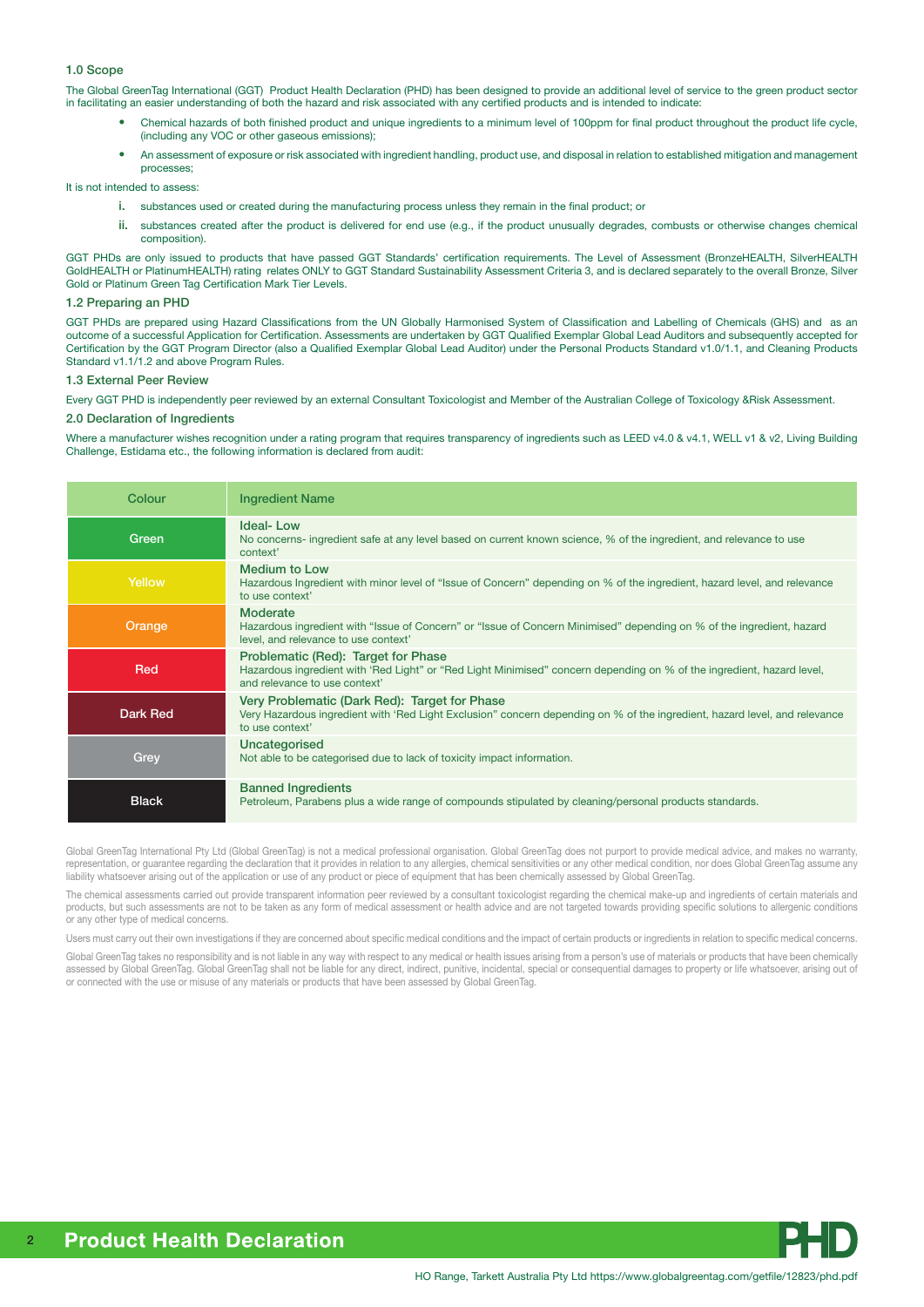## 1.0 Scope

The Global GreenTag International (GGT) Product Health Declaration (PHD) has been designed to provide an additional level of service to the green product sector in facilitating an easier understanding of both the hazard and risk associated with any certified products and is intended to indicate:

- Chemical hazards of both finished product and unique ingredients to a minimum level of 100ppm for final product throughout the product life cycle, (including any VOC or other gaseous emissions);
- An assessment of exposure or risk associated with ingredient handling, product use, and disposal in relation to established mitigation and management processes;

It is not intended to assess:

i. substances used or created during the manufacturing process unless they remain in the final product; or

ii. substances created after the product is delivered for end use (e.g., if the product unusually degrades, combusts or otherwise changes chemical composition).

GGT PHDs are only issued to products that have passed GGT Standards' certification requirements. The Level of Assessment (BronzeHEALTH, SilverHEALTH GoldHEALTH or PlatinumHEALTH) rating relates ONLY to GGT Standard Sustainability Assessment Criteria 3, and is declared separately to the overall Bronze, Silver Gold or Platinum Green Tag Certification Mark Tier Levels.

## 1.2 Preparing an PHD

GGT PHDs are prepared using Hazard Classifications from the UN Globally Harmonised System of Classification and Labelling of Chemicals (GHS) and as an outcome of a successful Application for Certification. Assessments are undertaken by GGT Qualified Exemplar Global Lead Auditors and subsequently accepted for Certification by the GGT Program Director (also a Qualified Exemplar Global Lead Auditor) under the Personal Products Standard v1.0/1.1, and Cleaning Products Standard v1.1/1.2 and above Program Rules.

## 1.3 External Peer Review

Every GGT PHD is independently peer reviewed by an external Consultant Toxicologist and Member of the Australian College of Toxicology &Risk Assessment.

## 2.0 Declaration of Ingredients

Where a manufacturer wishes recognition under a rating program that requires transparency of ingredients such as LEED v4.0 & v4.1, WELL v1 & v2, Living Building Challenge, Estidama etc., the following information is declared from audit:

| Colour | Ingredient Name |
|---|---|
| Green | **Ideal- Low** No concerns- ingredient safe at any level based on current known science, % of the ingredient, and relevance to use context' |
| Yellow | **Medium to Low** Hazardous Ingredient with minor level of "Issue of Concern" depending on % of the ingredient, hazard level, and relevance to use context' |
| Orange | **Moderate** Hazardous ingredient with "Issue of Concern" or "Issue of Concern Minimised" depending on % of the ingredient, hazard level, and relevance to use context' |
| Red | **Problematic (Red): Target for Phase** Hazardous ingredient with 'Red Light" or "Red Light Minimised" concern depending on % of the ingredient, hazard level, and relevance to use context' |
| Dark Red | **Very Problematic (Dark Red): Target for Phase** Very Hazardous ingredient with 'Red Light Exclusion" concern depending on % of the ingredient, hazard level, and relevance to use context' |
| Grey | **Uncategorised** Not able to be categorised due to lack of toxicity impact information. |
| Black | **Banned Ingredients** Petroleum, Parabens plus a wide range of compounds stipulated by cleaning/personal products standards. |

Global GreenTag International Pty Ltd (Global GreenTag) is not a medical professional organisation. Global GreenTag does not purport to provide medical advice, and makes no warranty, representation, or guarantee regarding the declaration that it provides in relation to any allergies, chemical sensitivities or any other medical condition, nor does Global GreenTag assume any liability whatsoever arising out of the application or use of any product or piece of equipment that has been chemically assessed by Global GreenTag.

The chemical assessments carried out provide transparent information peer reviewed by a consultant toxicologist regarding the chemical make-up and ingredients of certain materials and products, but such assessments are not to be taken as any form of medical assessment or health advice and are not targeted towards providing specific solutions to allergenic conditions or any other type of medical concerns.

Users must carry out their own investigations if they are concerned about specific medical conditions and the impact of certain products or ingredients in relation to specific medical concerns.

Global GreenTag takes no responsibility and is not liable in any way with respect to any medical or health issues arising from a person's use of materials or products that have been chemically assessed by Global GreenTag. Global GreenTag shall not be liable for any direct, indirect, punitive, incidental, special or consequential damages to property or life whatsoever, arising out of or connected with the use or misuse of any materials or products that have been assessed by Global GreenTag.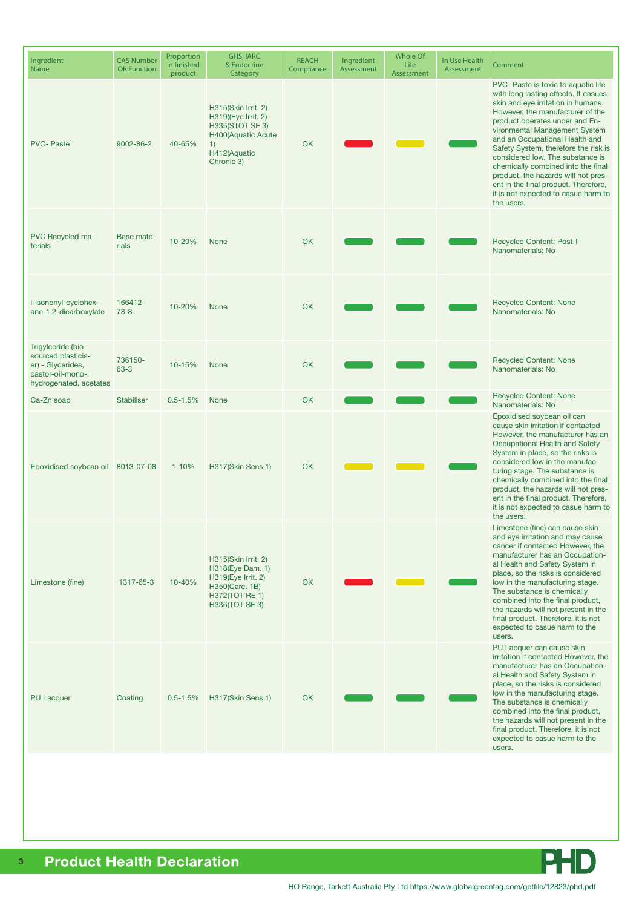| Ingredient Name | CAS Number OR Function | Proportion in finished product | GHS, IARC & Endocrine Category | REACH Compliance | Ingredient Assessment | Whole Of Life Assessment | In Use Health Assessment | Comment |
|---|---|---|---|---|---|---|---|---|
| PVC- Paste | 9002-86-2 | 40-65% | H315(Skin Irrit. 2) H319((Eye Irrit. 2) H335(STOT SE 3) H400(Aquatic Acute 1) H412(Aquatic Chronic 3) | OK | Red | Yellow | Green | PVC- Paste is toxic to aquatic life with long lasting effects. It causes skin and eye irritation in humans. However, the manufacturer of the product operates under and Environmental Management System and an Occupational Health and Safety System, therefore the risk is considered low. The substance is chemically combined into the final product, the hazards will not present in the final product. Therefore, it is not expected to casue harm to the users. |
| PVC Recycled materials | Base materials | 10-20% | None | OK | Green | Green | Green | Recycled Content: Post-I Nanomaterials: No |
| i-isononyl-cyclohexane-1,2-dicarboxylate | 166412-78-8 | 10-20% | None | OK | Green | Green | Green | Recycled Content: None Nanomaterials: No |
| Trigylceride (bio-sourced plasticiser) - Glycerides, castor-oil-mono-, hydrogenated, acetates | 736150-63-3 | 10-15% | None | OK | Green | Green | Green | Recycled Content: None Nanomaterials: No |
| Ca-Zn soap | Stabiliser | 0.5-1.5% | None | OK | Green | Green | Green | Recycled Content: None Nanomaterials: No |
| Epoxidised soybean oil | 8013-07-08 | 1-10% | H317(Skin Sens 1) | OK | Yellow | Yellow | Green | Epoxidised soybean oil can cause skin irritation if contacted However, the manufacturer has an Occupational Health and Safety System in place, so the risks is considered low in the manufacturing stage. The substance is chemically combined into the final product, the hazards will not present in the final product. Therefore, it is not expected to casue harm to the users. |
| Limestone (fine) | 1317-65-3 | 10-40% | H315(Skin Irrit. 2) H318(Eye Dam. 1) H319(Eye Irrit. 2) H350(Carc. 1B) H372(TOT RE 1) H335(TOT SE 3) | OK | Red | Yellow | Green | Limestone (fine) can cause skin and eye irritation and may cause cancer if contacted However, the manufacturer has an Occupational Health and Safety System in place, so the risks is considered low in the manufacturing stage. The substance is chemically combined into the final product, the hazards will not present in the final product. Therefore, it is not expected to casue harm to the users. |
| PU Lacquer | Coating | 0.5-1.5% | H317(Skin Sens 1) | OK | Green | Green | Green | PU Lacquer can cause skin irritation if contacted However, the manufacturer has an Occupational Health and Safety System in place, so the risks is considered low in the manufacturing stage. The substance is chemically combined into the final product, the hazards will not present in the final product. Therefore, it is not expected to casue harm to the users. |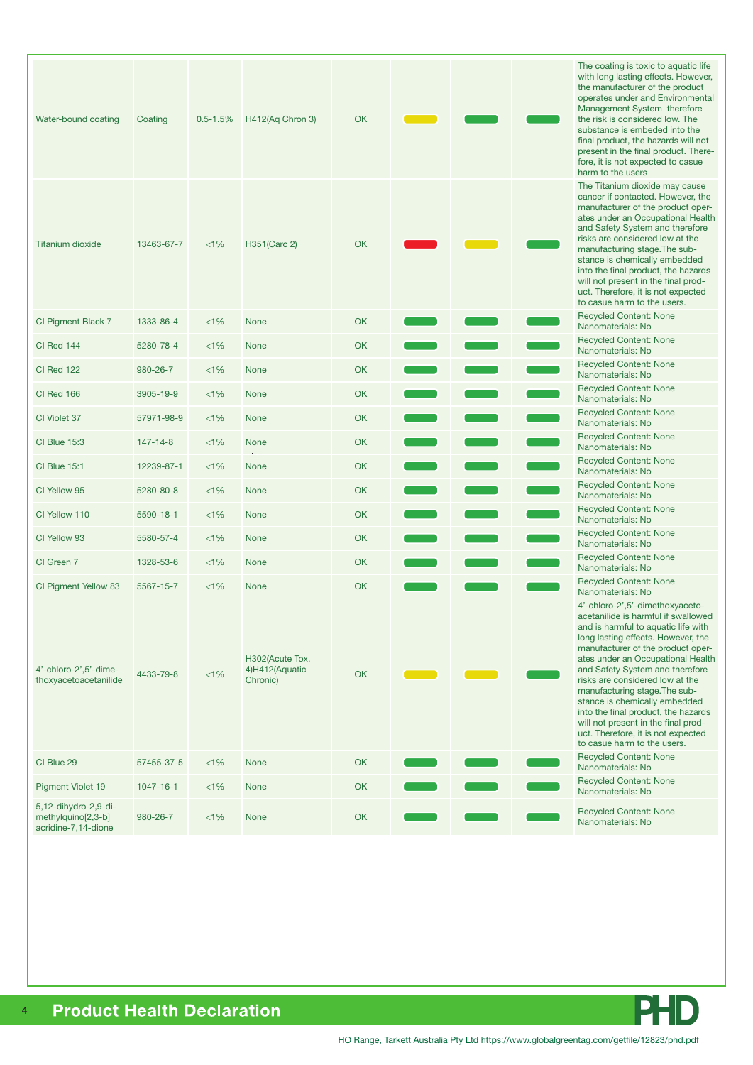| | | | | | | | | |
|---|---|---|---|---|---|---|---|---|
| Water-bound coating | Coating | 0.5-1.5% | H412(Aq Chron 3) | OK | Yellow | Green | Green | The coating is toxic to aquatic life with long lasting effects. However, the manufacturer of the product operates under and Environmental Management System therefore the risk is considered low. The substance is embeded into the final product, the hazards will not present in the final product. Therefore, it is not expected to casue harm to the users |
| Titanium dioxide | 13463-67-7 | <1% | H351(Carc 2) | OK | Red | Yellow | Green | The Titanium dioxide may cause cancer if contacted. However, the manufacturer of the product operates under an Occupational Health and Safety System and therefore risks are considered low at the manufacturing stage.The substance is chemically embedded into the final product, the hazards will not present in the final product. Therefore, it is not expected to cause harm to the users. |
| CI Pigment Black 7 | 1333-86-4 | <1% | None | OK | Green | Green | Green | Recycled Content: None Nanomaterials: No |
| CI Red 144 | 5280-78-4 | <1% | None | OK | Green | Green | Green | Recycled Content: None Nanomaterials: No |
| CI Red 122 | 980-26-7 | <1% | None | OK | Green | Green | Green | Recycled Content: None Nanomaterials: No |
| CI Red 166 | 3905-19-9 | <1% | None | OK | Green | Green | Green | Recycled Content: None Nanomaterials: No |
| CI Violet 37 | 57971-98-9 | <1% | None | OK | Green | Green | Green | Recycled Content: None Nanomaterials: No |
| CI Blue 15:3 | 147-14-8 | <1% | None | OK | Green | Green | Green | Recycled Content: None Nanomaterials: No |
| CI Blue 15:1 | 12239-87-1 | <1% | None | OK | Green | Green | Green | Recycled Content: None Nanomaterials: No |
| CI Yellow 95 | 5280-80-8 | <1% | None | OK | Green | Green | Green | Recycled Content: None Nanomaterials: No |
| CI Yellow 110 | 5590-18-1 | <1% | None | OK | Green | Green | Green | Recycled Content: None Nanomaterials: No |
| CI Yellow 93 | 5580-57-4 | <1% | None | OK | Green | Green | Green | Recycled Content: None Nanomaterials: No |
| CI Green 7 | 1328-53-6 | <1% | None | OK | Green | Green | Green | Recycled Content: None Nanomaterials: No |
| CI Pigment Yellow 83 | 5567-15-7 | <1% | None | OK | Green | Green | Green | Recycled Content: None Nanomaterials: No |
| 4'-chloro-2',5'-dimethoxyacetoacetanilide | 4433-79-8 | <1% | H302(Acute Tox. 4)H412(Aquatic Chronic) | OK | Yellow | Yellow | Green | 4'-chloro-2',5'-dimethoxyacetoacetanilide is harmful if swallowed and is harmful to aquatic life with long lasting effects. However, the manufacturer of the product operates under an Occupational Health and Safety System and therefore risks are considered low at the manufacturing stage.The substance is chemically embedded into the final product, the hazards will not present in the final product. Therefore, it is not expected to cause harm to the users. |
| CI Blue 29 | 57455-37-5 | <1% | None | OK | Green | Green | Green | Recycled Content: None Nanomaterials: No |
| Pigment Violet 19 | 1047-16-1 | <1% | None | OK | Green | Green | Green | Recycled Content: None Nanomaterials: No |
| 5,12-dihydro-2,9-dimethylquino[2,3-b] acridine-7,14-dione | 980-26-7 | <1% | None | OK | Green | Green | Green | Recycled Content: None Nanomaterials: No |

**Product Health Declaration**

HO Range, Tarkett Australia Pty Ltd https://www.globalgreentag.com/getfile/12823/phd.pdf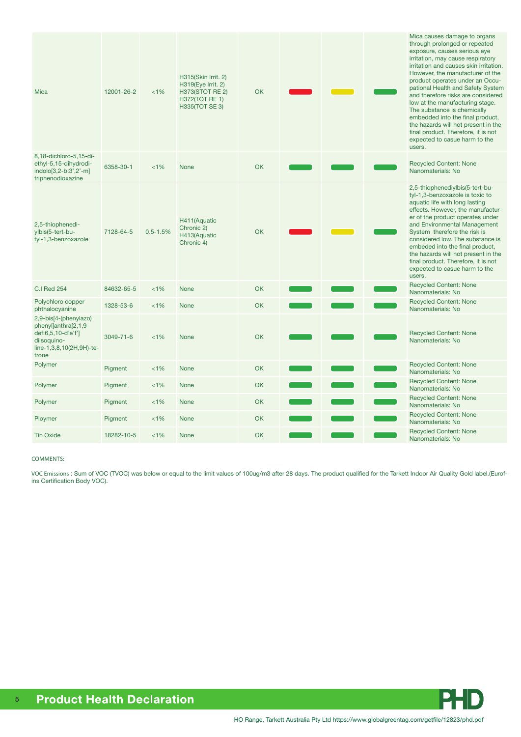| | | | | | | | | |
|---|---|---|---|---|---|---|---|---|
| Mica | 12001-26-2 | <1% | H315(Skin Irrit. 2) H319(Eye Irrit. 2) H373(STOT RE 2) H372(TOT RE 1) H335(TOT SE 3) | OK | | | | Mica causes damage to organs through prolonged or repeated exposure, causes serious eye irritation, may cause respiratory irritation and causes skin irritation. However, the manufacturer of the product operates under an Occupational Health and Safety System and therefore risks are considered low at the manufacturing stage. The substance is chemically embedded into the final product, the hazards will not present in the final product. Therefore, it is not expected to casue harm to the users. |
| 8,18-dichloro-5,15-diethyl-5,15-dihydrodiindolo[3,2-b:3',2'-m] triphenodioxazine | 6358-30-1 | <1% | None | OK | | | | Recycled Content: None Nanomaterials: No |
| 2,5-thiophenediylbis(5-tert-butyl-1,3-benzoxazole | 7128-64-5 | 0.5-1.5% | H411(Aquatic Chronic 2) H413(Aquatic Chronic 4) | OK | | | | 2,5-thiophenediylbis(5-tert-butyl-1,3-benzoxazole is toxic to aquatic life with long lasting effects. However, the manufacturer of the product operates under and Environmental Management System therefore the risk is considered low. The substance is embeded into the final product, the hazards will not present in the final product. Therefore, it is not expected to casue harm to the users. |
| C.I Red 254 | 84632-65-5 | <1% | None | OK | | | | Recycled Content: None Nanomaterials: No |
| Polychloro copper phthalocyanine | 1328-53-6 | <1% | None | OK | | | | Recycled Content: None Nanomaterials: No |
| 2,9-bis[4-(phenylazo) phenyl]anthra[2,1,9-def:6,5,10-d'e'f'] diisoquinoline-1,3,8,10(2H,9H)-tetrone | 3049-71-6 | <1% | None | OK | | | | Recycled Content: None Nanomaterials: No |
| Polymer | Pigment | <1% | None | OK | | | | Recycled Content: None Nanomaterials: No |
| Polymer | Pigment | <1% | None | OK | | | | Recycled Content: None Nanomaterials: No |
| Polymer | Pigment | <1% | None | OK | | | | Recycled Content: None Nanomaterials: No |
| Ploymer | Pigment | <1% | None | OK | | | | Recycled Content: None Nanomaterials: No |
| Tin Oxide | 18282-10-5 | <1% | None | OK | | | | Recycled Content: None Nanomaterials: No |

COMMENTS:

VOC Emissions : Sum of VOC (TVOC) was below or equal to the limit values of 100ug/m3 after 28 days. The product qualified for the Tarkett Indoor Air Quality Gold label.(Eurofins Certification Body VOC).